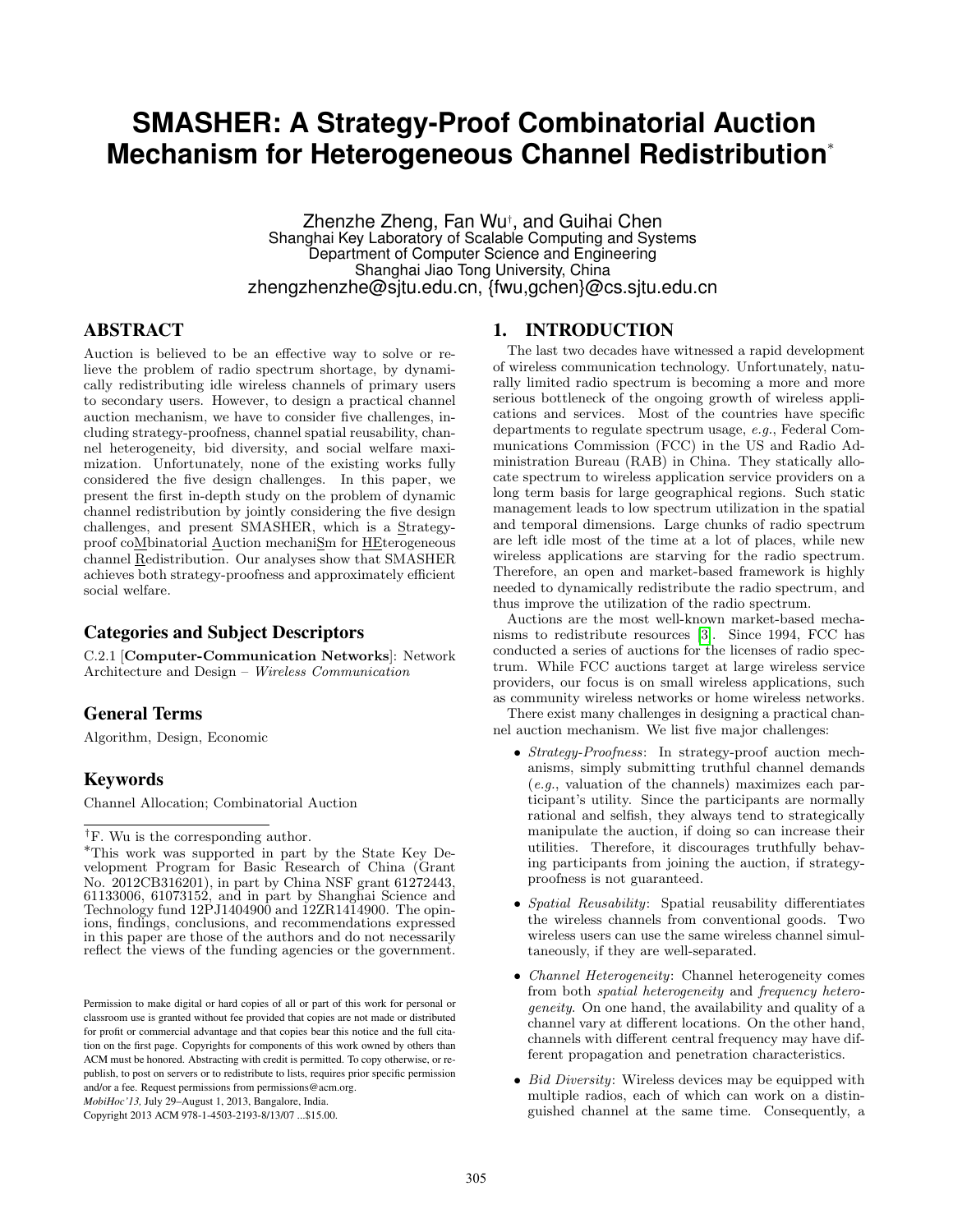# SMASHER: A Strategy-Proof Combinatorial Auction Mechanism for Heterogeneous Channel Redistribution*

Zhenzhe Zheng, Fan Wu†, and Guihai Chen
Shanghai Key Laboratory of Scalable Computing and Systems
Department of Computer Science and Engineering
Shanghai Jiao Tong University, China
zhengzhenzhe@sjtu.edu.cn, {fwu,gchen}@cs.sjtu.edu.cn

## ABSTRACT

Auction is believed to be an effective way to solve or relieve the problem of radio spectrum shortage, by dynamically redistributing idle wireless channels of primary users to secondary users. However, to design a practical channel auction mechanism, we have to consider five challenges, including strategy-proofness, channel spatial reusability, channel heterogeneity, bid diversity, and social welfare maximization. Unfortunately, none of the existing works fully considered the five design challenges. In this paper, we present the first in-depth study on the problem of dynamic channel redistribution by jointly considering the five design challenges, and present SMASHER, which is a Strategy-proof coMbinatorial Auction mechaniSm for HEterogeneous channel Redistribution. Our analyses show that SMASHER achieves both strategy-proofness and approximately efficient social welfare.

### Categories and Subject Descriptors

C.2.1 [**Computer-Communication Networks**]: Network Architecture and Design – *Wireless Communication*

### General Terms

Algorithm, Design, Economic

### Keywords

Channel Allocation; Combinatorial Auction

†F. Wu is the corresponding author.

*This work was supported in part by the State Key Development Program for Basic Research of China (Grant No. 2012CB316201), in part by China NSF grant 61272443, 61133006, 61073152, and in part by Shanghai Science and Technology fund 12PJ1404900 and 12ZR1414900. The opinions, findings, conclusions, and recommendations expressed in this paper are those of the authors and do not necessarily reflect the views of the funding agencies or the government.

Permission to make digital or hard copies of all or part of this work for personal or classroom use is granted without fee provided that copies are not made or distributed for profit or commercial advantage and that copies bear this notice and the full citation on the first page. Copyrights for components of this work owned by others than ACM must be honored. Abstracting with credit is permitted. To copy otherwise, or republish, to post on servers or to redistribute to lists, requires prior specific permission and/or a fee. Request permissions from permissions@acm.org.
*MobiHoc'13,* July 29–August 1, 2013, Bangalore, India.
Copyright 2013 ACM 978-1-4503-2193-8/13/07 ...$15.00.

## 1. INTRODUCTION

The last two decades have witnessed a rapid development of wireless communication technology. Unfortunately, naturally limited radio spectrum is becoming a more and more serious bottleneck of the ongoing growth of wireless applications and services. Most of the countries have specific departments to regulate spectrum usage, *e.g.*, Federal Communications Commission (FCC) in the US and Radio Administration Bureau (RAB) in China. They statically allocate spectrum to wireless application service providers on a long term basis for large geographical regions. Such static management leads to low spectrum utilization in the spatial and temporal dimensions. Large chunks of radio spectrum are left idle most of the time at a lot of places, while new wireless applications are starving for the radio spectrum. Therefore, an open and market-based framework is highly needed to dynamically redistribute the radio spectrum, and thus improve the utilization of the radio spectrum.

Auctions are the most well-known market-based mechanisms to redistribute resources [3]. Since 1994, FCC has conducted a series of auctions for the licenses of radio spectrum. While FCC auctions target at large wireless service providers, our focus is on small wireless applications, such as community wireless networks or home wireless networks.

There exist many challenges in designing a practical channel auction mechanism. We list five major challenges:

- *Strategy-Proofness*: In strategy-proof auction mechanisms, simply submitting truthful channel demands (*e.g.*, valuation of the channels) maximizes each participant's utility. Since the participants are normally rational and selfish, they always tend to strategically manipulate the auction, if doing so can increase their utilities. Therefore, it discourages truthfully behaving participants from joining the auction, if strategy-proofness is not guaranteed.
- *Spatial Reusability*: Spatial reusability differentiates the wireless channels from conventional goods. Two wireless users can use the same wireless channel simultaneously, if they are well-separated.
- *Channel Heterogeneity*: Channel heterogeneity comes from both *spatial heterogeneity* and *frequency heterogeneity*. On one hand, the availability and quality of a channel vary at different locations. On the other hand, channels with different central frequency may have different propagation and penetration characteristics.
- *Bid Diversity*: Wireless devices may be equipped with multiple radios, each of which can work on a distinguished channel at the same time. Consequently, a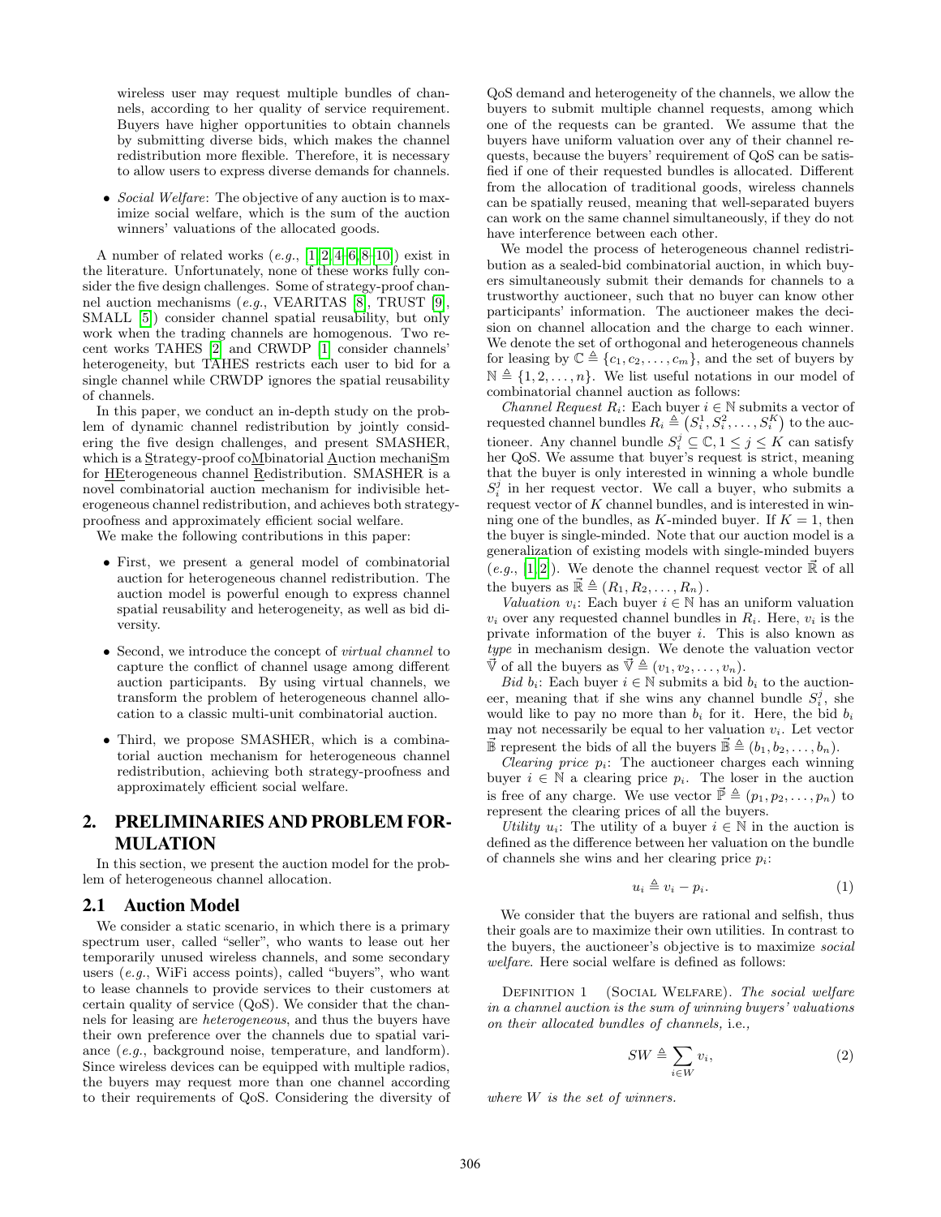wireless user may request multiple bundles of channels, according to her quality of service requirement. Buyers have higher opportunities to obtain channels by submitting diverse bids, which makes the channel redistribution more flexible. Therefore, it is necessary to allow users to express diverse demands for channels.

- *Social Welfare*: The objective of any auction is to maximize social welfare, which is the sum of the auction winners' valuations of the allocated goods.

A number of related works (*e.g.*, [1,2,4–6,8–10]) exist in the literature. Unfortunately, none of these works fully consider the five design challenges. Some of strategy-proof channel auction mechanisms (*e.g.*, VEARITAS [8], TRUST [9], SMALL [5]) consider channel spatial reusability, but only work when the trading channels are homogenous. Two recent works TAHES [2] and CRWDP [1] consider channels' heterogeneity, but TAHES restricts each user to bid for a single channel while CRWDP ignores the spatial reusability of channels.

In this paper, we conduct an in-depth study on the problem of dynamic channel redistribution by jointly considering the five design challenges, and present SMASHER, which is a Strategy-proof coMbinatorial Auction mechaniSm for HEterogeneous channel Redistribution. SMASHER is a novel combinatorial auction mechanism for indivisible heterogeneous channel redistribution, and achieves both strategy-proofness and approximately efficient social welfare.

We make the following contributions in this paper:

- First, we present a general model of combinatorial auction for heterogeneous channel redistribution. The auction model is powerful enough to express channel spatial reusability and heterogeneity, as well as bid diversity.
- Second, we introduce the concept of *virtual channel* to capture the conflict of channel usage among different auction participants. By using virtual channels, we transform the problem of heterogeneous channel allocation to a classic multi-unit combinatorial auction.
- Third, we propose SMASHER, which is a combinatorial auction mechanism for heterogeneous channel redistribution, achieving both strategy-proofness and approximately efficient social welfare.

## 2. PRELIMINARIES AND PROBLEM FORMULATION

In this section, we present the auction model for the problem of heterogeneous channel allocation.

### 2.1 Auction Model

We consider a static scenario, in which there is a primary spectrum user, called "seller", who wants to lease out her temporarily unused wireless channels, and some secondary users (*e.g.*, WiFi access points), called "buyers", who want to lease channels to provide services to their customers at certain quality of service (QoS). We consider that the channels for leasing are *heterogeneous*, and thus the buyers have their own preference over the channels due to spatial variance (*e.g.*, background noise, temperature, and landform). Since wireless devices can be equipped with multiple radios, the buyers may request more than one channel according to their requirements of QoS. Considering the diversity of QoS demand and heterogeneity of the channels, we allow the buyers to submit multiple channel requests, among which one of the requests can be granted. We assume that the buyers have uniform valuation over any of their channel requests, because the buyers' requirement of QoS can be satisfied if one of their requested bundles is allocated. Different from the allocation of traditional goods, wireless channels can be spatially reused, meaning that well-separated buyers can work on the same channel simultaneously, if they do not have interference between each other.

We model the process of heterogeneous channel redistribution as a sealed-bid combinatorial auction, in which buyers simultaneously submit their demands for channels to a trustworthy auctioneer, such that no buyer can know other participants' information. The auctioneer makes the decision on channel allocation and the charge to each winner. We denote the set of orthogonal and heterogeneous channels for leasing by $\mathbb{C} \triangleq \{c_1, c_2, \ldots, c_m\}$, and the set of buyers by $\mathbb{N} \triangleq \{1, 2, \ldots, n\}$. We list useful notations in our model of combinatorial channel auction as follows:

*Channel Request $R_i$*: Each buyer $i \in \mathbb{N}$ submits a vector of requested channel bundles $R_i \triangleq \left(S_i^1, S_i^2, \ldots, S_i^K\right)$ to the auctioneer. Any channel bundle $S_i^j \subseteq \mathbb{C}, 1 \leq j \leq K$ can satisfy her QoS. We assume that buyer's request is strict, meaning that the buyer is only interested in winning a whole bundle $S_i^j$ in her request vector. We call a buyer, who submits a request vector of $K$ channel bundles, and is interested in winning one of the bundles, as $K$-minded buyer. If $K = 1$, then the buyer is single-minded. Note that our auction model is a generalization of existing models with single-minded buyers (*e.g.*, [1,2]). We denote the channel request vector $\vec{\mathbb{R}}$ of all the buyers as $\vec{\mathbb{R}} \triangleq (R_1, R_2, \ldots, R_n)$.

*Valuation $v_i$*: Each buyer $i \in \mathbb{N}$ has an uniform valuation $v_i$ over any requested channel bundles in $R_i$. Here, $v_i$ is the private information of the buyer $i$. This is also known as *type* in mechanism design. We denote the valuation vector $\vec{\mathbb{V}}$ of all the buyers as $\vec{\mathbb{V}} \triangleq (v_1, v_2, \ldots, v_n)$.

*Bid $b_i$*: Each buyer $i \in \mathbb{N}$ submits a bid $b_i$ to the auctioneer, meaning that if she wins any channel bundle $S_i^j$, she would like to pay no more than $b_i$ for it. Here, the bid $b_i$ may not necessarily be equal to her valuation $v_i$. Let vector $\vec{\mathbb{B}}$ represent the bids of all the buyers $\vec{\mathbb{B}} \triangleq (b_1, b_2, \ldots, b_n)$.

*Clearing price $p_i$*: The auctioneer charges each winning buyer $i \in \mathbb{N}$ a clearing price $p_i$. The loser in the auction is free of any charge. We use vector $\vec{\mathbb{P}} \triangleq (p_1, p_2, \ldots, p_n)$ to represent the clearing prices of all the buyers.

*Utility $u_i$*: The utility of a buyer $i \in \mathbb{N}$ in the auction is defined as the difference between her valuation on the bundle of channels she wins and her clearing price $p_i$:

$$u_i \triangleq v_i - p_i. \tag{1}$$

We consider that the buyers are rational and selfish, thus their goals are to maximize their own utilities. In contrast to the buyers, the auctioneer's objective is to maximize *social welfare*. Here social welfare is defined as follows:

Definition 1 (Social Welfare). *The social welfare in a channel auction is the sum of winning buyers' valuations on their allocated bundles of channels,* i.e.,

$$SW \triangleq \sum_{i \in W} v_i, \tag{2}$$

*where $W$ is the set of winners.*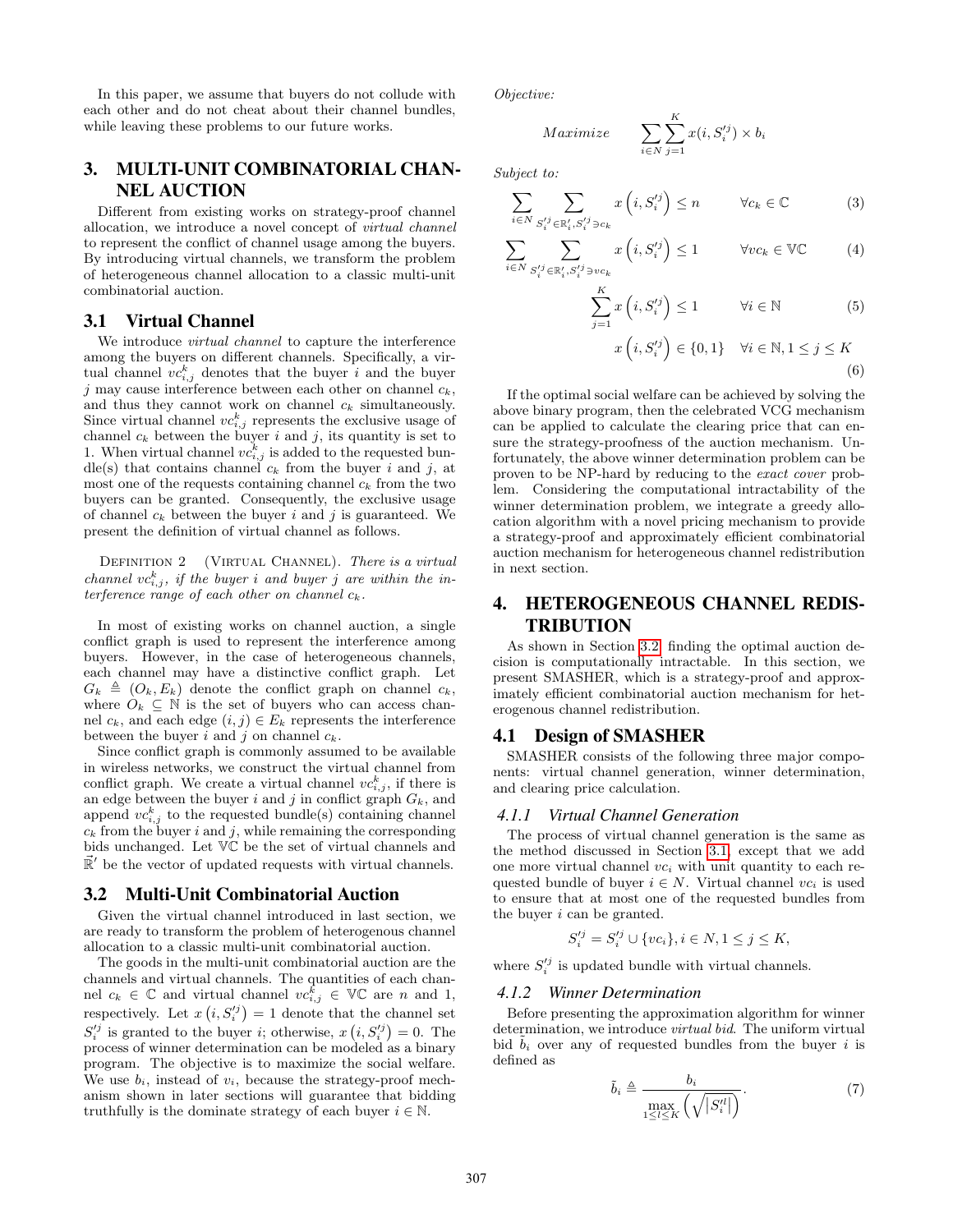In this paper, we assume that buyers do not collude with each other and do not cheat about their channel bundles, while leaving these problems to our future works.

## 3. MULTI-UNIT COMBINATORIAL CHANNEL AUCTION

Different from existing works on strategy-proof channel allocation, we introduce a novel concept of *virtual channel* to represent the conflict of channel usage among the buyers. By introducing virtual channels, we transform the problem of heterogeneous channel allocation to a classic multi-unit combinatorial auction.

### 3.1 Virtual Channel

We introduce *virtual channel* to capture the interference among the buyers on different channels. Specifically, a virtual channel $vc_{i,j}^k$ denotes that the buyer $i$ and the buyer $j$ may cause interference between each other on channel $c_k$, and thus they cannot work on channel $c_k$ simultaneously. Since virtual channel $vc_{i,j}^k$ represents the exclusive usage of channel $c_k$ between the buyer $i$ and $j$, its quantity is set to 1. When virtual channel $vc_{i,j}^k$ is added to the requested bundle(s) that contains channel $c_k$ from the buyer $i$ and $j$, at most one of the requests containing channel $c_k$ from the two buyers can be granted. Consequently, the exclusive usage of channel $c_k$ between the buyer $i$ and $j$ is guaranteed. We present the definition of virtual channel as follows.

Definition 2 (Virtual Channel). *There is a virtual channel $vc_{i,j}^k$, if the buyer $i$ and buyer $j$ are within the interference range of each other on channel $c_k$.*

In most of existing works on channel auction, a single conflict graph is used to represent the interference among buyers. However, in the case of heterogeneous channels, each channel may have a distinctive conflict graph. Let $G_k \triangleq (O_k, E_k)$ denote the conflict graph on channel $c_k$, where $O_k \subseteq \mathbb{N}$ is the set of buyers who can access channel $c_k$, and each edge $(i,j) \in E_k$ represents the interference between the buyer $i$ and $j$ on channel $c_k$.

Since conflict graph is commonly assumed to be available in wireless networks, we construct the virtual channel from conflict graph. We create a virtual channel $vc_{i,j}^k$, if there is an edge between the buyer $i$ and $j$ in conflict graph $G_k$, and append $vc_{i,j}^k$ to the requested bundle(s) containing channel $c_k$ from the buyer $i$ and $j$, while remaining the corresponding bids unchanged. Let $\mathbb{VC}$ be the set of virtual channels and $\vec{\mathbb{R}}'$ be the vector of updated requests with virtual channels.

### 3.2 Multi-Unit Combinatorial Auction

Given the virtual channel introduced in last section, we are ready to transform the problem of heterogenous channel allocation to a classic multi-unit combinatorial auction.

The goods in the multi-unit combinatorial auction are the channels and virtual channels. The quantities of each channel $c_k \in \mathbb{C}$ and virtual channel $vc_{i,j}^k \in \mathbb{VC}$ are $n$ and 1, respectively. Let $x\left(i, S_i'^j\right) = 1$ denote that the channel set $S_i'^j$ is granted to the buyer $i$; otherwise, $x\left(i, S_i'^j\right) = 0$. The process of winner determination can be modeled as a binary program. The objective is to maximize the social welfare. We use $b_i$, instead of $v_i$, because the strategy-proof mechanism shown in later sections will guarantee that bidding truthfully is the dominate strategy of each buyer $i \in \mathbb{N}$.

*Objective:*

$$Maximize \qquad \sum_{i \in N} \sum_{j=1}^{K} x(i, S_i'^j) \times b_i$$

*Subject to:*

$$\sum_{i \in N} \sum_{S_i'^j \in \mathbb{R}_i', S_i'^j \ni c_k} x\left(i, S_i'^j\right) \leq n \qquad \forall c_k \in \mathbb{C} \tag{3}$$

$$\sum_{i \in N} \sum_{S_i'^j \in \mathbb{R}_i', S_i'^j \ni vc_k} x\left(i, S_i'^j\right) \leq 1 \qquad \forall vc_k \in \mathbb{VC} \tag{4}$$

$$\sum_{j=1}^{K} x\left(i, S_i'^j\right) \leq 1 \qquad \forall i \in \mathbb{N} \tag{5}$$

$$x\left(i, S_i'^j\right) \in \{0,1\} \quad \forall i \in \mathbb{N}, 1 \leq j \leq K \tag{6}$$

If the optimal social welfare can be achieved by solving the above binary program, then the celebrated VCG mechanism can be applied to calculate the clearing price that can ensure the strategy-proofness of the auction mechanism. Unfortunately, the above winner determination problem can be proven to be NP-hard by reducing to the *exact cover* problem. Considering the computational intractability of the winner determination problem, we integrate a greedy allocation algorithm with a novel pricing mechanism to provide a strategy-proof and approximately efficient combinatorial auction mechanism for heterogeneous channel redistribution in next section.

## 4. HETEROGENEOUS CHANNEL REDISTRIBUTION

As shown in Section 3.2, finding the optimal auction decision is computationally intractable. In this section, we present SMASHER, which is a strategy-proof and approximately efficient combinatorial auction mechanism for heterogenous channel redistribution.

### 4.1 Design of SMASHER

SMASHER consists of the following three major components: virtual channel generation, winner determination, and clearing price calculation.

#### 4.1.1 Virtual Channel Generation

The process of virtual channel generation is the same as the method discussed in Section 3.1, except that we add one more virtual channel $vc_i$ with unit quantity to each requested bundle of buyer $i \in N$. Virtual channel $vc_i$ is used to ensure that at most one of the requested bundles from the buyer $i$ can be granted.

$$S_i'^j = S_i'^j \cup \{vc_i\}, i \in N, 1 \leq j \leq K,$$

where $S_i'^j$ is updated bundle with virtual channels.

#### 4.1.2 Winner Determination

Before presenting the approximation algorithm for winner determination, we introduce *virtual bid*. The uniform virtual bid $\tilde{b}_i$ over any of requested bundles from the buyer $i$ is defined as

$$\tilde{b}_i \triangleq \frac{b_i}{\max\limits_{1 \leq l \leq K} \left(\sqrt{\left|S_i'^l\right|}\right)}. \tag{7}$$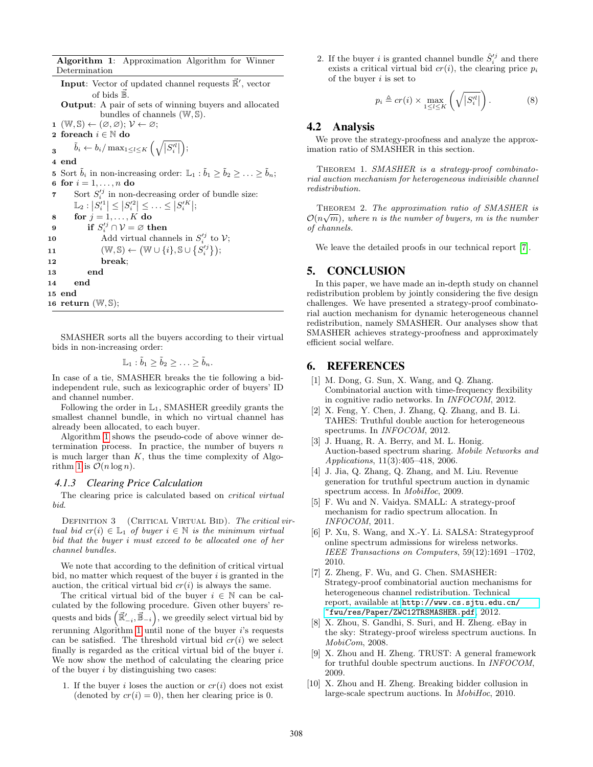**Algorithm 1**: Approximation Algorithm for Winner Determination

```
Input: Vector of updated channel requests R⃗', vector
       of bids B⃗.
Output: A pair of sets of winning buyers and allocated
        bundles of channels (W, S).
1  (W, S) ← (∅, ∅); V ← ∅;
2  foreach i ∈ N do
3      b̃_i ← b_i / max_{1≤l≤K} ( sqrt(|S'^l_i|) );
4  end
5  Sort b̃_i in non-increasing order: L_1 : b̃_1 ≥ b̃_2 ≥ ... ≥ b̃_n;
6  for i = 1, ..., n do
7      Sort S'^j_i in non-decreasing order of bundle size:
       L_2 : |S'^1_i| ≤ |S'^2_i| ≤ ... ≤ |S'^K_i|;
8      for j = 1, ..., K do
9          if S'^j_i ∩ V = ∅ then
10             Add virtual channels in S'^j_i to V;
11             (W, S) ← (W ∪ {i}, S ∪ {S'^j_i});
12             break;
13         end
14     end
15 end
16 return (W, S);
```

SMASHER sorts all the buyers according to their virtual bids in non-increasing order:

$$\mathbb{L}_1 : \tilde{b}_1 \geq \tilde{b}_2 \geq \ldots \geq \tilde{b}_n.$$

In case of a tie, SMASHER breaks the tie following a bid-independent rule, such as lexicographic order of buyers' ID and channel number.

Following the order in $\mathbb{L}_1$, SMASHER greedily grants the smallest channel bundle, in which no virtual channel has already been allocated, to each buyer.

Algorithm 1 shows the pseudo-code of above winner determination process. In practice, the number of buyers $n$ is much larger than $K$, thus the time complexity of Algorithm 1 is $\mathcal{O}(n \log n)$.

### 4.1.3 Clearing Price Calculation

The clearing price is calculated based on *critical virtual bid*.

Definition 3 (Critical Virtual Bid). *The critical virtual bid $cr(i) \in \mathbb{L}_1$ of buyer $i \in \mathbb{N}$ is the minimum virtual bid that the buyer $i$ must exceed to be allocated one of her channel bundles.*

We note that according to the definition of critical virtual bid, no matter which request of the buyer $i$ is granted in the auction, the critical virtual bid $cr(i)$ is always the same.

The critical virtual bid of the buyer $i \in \mathbb{N}$ can be calculated by the following procedure. Given other buyers' requests and bids $\left(\vec{\mathbb{R}}'_{-i}, \vec{\mathbb{B}}_{-i}\right)$, we greedily select virtual bid by rerunning Algorithm 1 until none of the buyer $i$'s requests can be satisfied. The threshold virtual bid $cr(i)$ we select finally is regarded as the critical virtual bid of the buyer $i$. We now show the method of calculating the clearing price of the buyer $i$ by distinguishing two cases:

1. If the buyer $i$ loses the auction or $cr(i)$ does not exist (denoted by $cr(i) = 0$), then her clearing price is 0.
2. If the buyer $i$ is granted channel bundle $\hat{S}'^j_i$ and there exists a critical virtual bid $cr(i)$, the clearing price $p_i$ of the buyer $i$ is set to

$$p_i \triangleq cr(i) \times \max_{1 \leq l \leq K} \left( \sqrt{\left|S'^l_i\right|} \right). \tag{8}$$

## 4.2 Analysis

We prove the strategy-proofness and analyze the approximation ratio of SMASHER in this section.

Theorem 1. *SMASHER is a strategy-proof combinatorial auction mechanism for heterogeneous indivisible channel redistribution.*

Theorem 2. *The approximation ratio of SMASHER is $\mathcal{O}(n\sqrt{m})$, where $n$ is the number of buyers, $m$ is the number of channels.*

We leave the detailed proofs in our technical report [7].

# 5. CONCLUSION

In this paper, we have made an in-depth study on channel redistribution problem by jointly considering the five design challenges. We have presented a strategy-proof combinatorial auction mechanism for dynamic heterogeneous channel redistribution, namely SMASHER. Our analyses show that SMASHER achieves strategy-proofness and approximately efficient social welfare.

# 6. REFERENCES

[1] M. Dong, G. Sun, X. Wang, and Q. Zhang. Combinatorial auction with time-frequency flexibility in cognitive radio networks. In *INFOCOM*, 2012.

[2] X. Feng, Y. Chen, J. Zhang, Q. Zhang, and B. Li. TAHES: Truthful double auction for heterogeneous spectrums. In *INFOCOM*, 2012.

[3] J. Huang, R. A. Berry, and M. L. Honig. Auction-based spectrum sharing. *Mobile Networks and Applications*, 11(3):405–418, 2006.

[4] J. Jia, Q. Zhang, Q. Zhang, and M. Liu. Revenue generation for truthful spectrum auction in dynamic spectrum access. In *MobiHoc*, 2009.

[5] F. Wu and N. Vaidya. SMALL: A strategy-proof mechanism for radio spectrum allocation. In *INFOCOM*, 2011.

[6] P. Xu, S. Wang, and X.-Y. Li. SALSA: Strategyproof online spectrum admissions for wireless networks. *IEEE Transactions on Computers*, 59(12):1691 –1702, 2010.

[7] Z. Zheng, F. Wu, and G. Chen. SMASHER: Strategy-proof combinatorial auction mechanisms for heterogeneous channel redistribution. Technical report, available at http://www.cs.sjtu.edu.cn/~fwu/res/Paper/ZWC12TRSMASHER.pdf, 2012.

[8] X. Zhou, S. Gandhi, S. Suri, and H. Zheng. eBay in the sky: Strategy-proof wireless spectrum auctions. In *MobiCom*, 2008.

[9] X. Zhou and H. Zheng. TRUST: A general framework for truthful double spectrum auctions. In *INFOCOM*, 2009.

[10] X. Zhou and H. Zheng. Breaking bidder collusion in large-scale spectrum auctions. In *MobiHoc*, 2010.